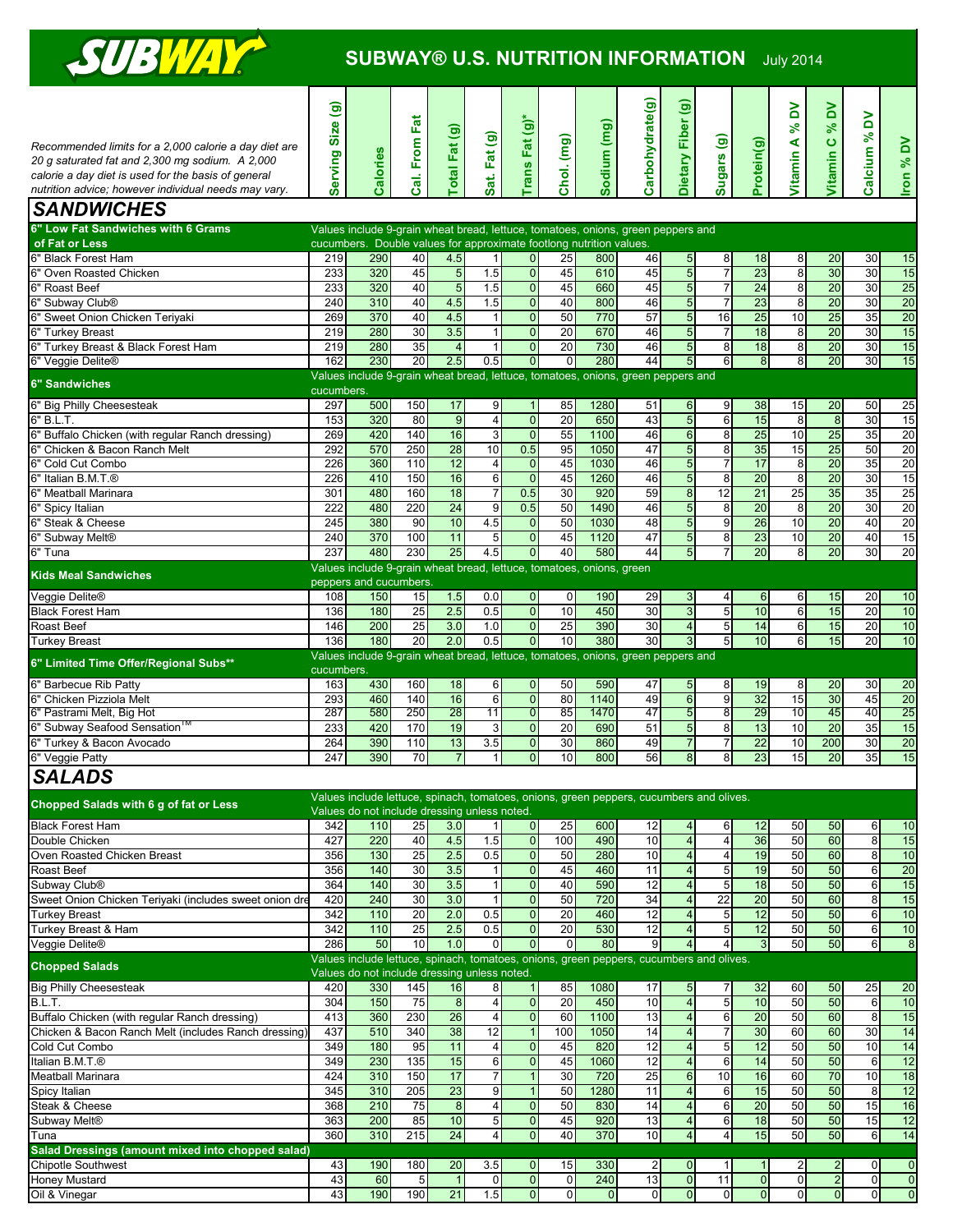# SUBWAY® U.S. NUTRITION INFORMATION

July 2014

*Recommended limits for a 2,000 calorie a day diet are 20 g saturated fat and 2,300 mg sodium. A 2,000 calorie a day diet is used for the basis of general nutrition advice; however individual needs may vary.*

## SANDWICHES

| | Serving Size (g) | Calories | Cal. From Fat | Total Fat (g) | Sat. Fat (g) | Trans Fat (g)* | Chol. (mg) | Sodium (mg) | Carbohydrate(g) | Dietary Fiber (g) | Sugars (g) | Protein(g) | Vitamin A % DV | Vitamin C % DV | Calcium % DV | Iron % DV |
|---|---|---|---|---|---|---|---|---|---|---|---|---|---|---|---|---|
| **6" Low Fat Sandwiches with 6 Grams of Fat or Less** | Values include 9-grain wheat bread, lettuce, tomatoes, onions, green peppers and cucumbers. Double values for approximate footlong nutrition values. | | | | | | | | | | | | | | | |
| 6" Black Forest Ham | 219 | 290 | 40 | 4.5 | 1 | 0 | 25 | 800 | 46 | 5 | 8 | 18 | 8 | 20 | 30 | 15 |
| 6" Oven Roasted Chicken | 233 | 320 | 45 | 5 | 1.5 | 0 | 45 | 610 | 45 | 5 | 7 | 23 | 8 | 30 | 30 | 15 |
| 6" Roast Beef | 233 | 320 | 40 | 5 | 1.5 | 0 | 45 | 660 | 45 | 5 | 7 | 24 | 8 | 20 | 30 | 25 |
| 6" Subway Club® | 240 | 310 | 40 | 4.5 | 1.5 | 0 | 40 | 800 | 46 | 5 | 7 | 23 | 8 | 20 | 30 | 20 |
| 6" Sweet Onion Chicken Teriyaki | 269 | 370 | 40 | 4.5 | 1 | 0 | 50 | 770 | 57 | 5 | 16 | 25 | 10 | 25 | 35 | 20 |
| 6" Turkey Breast | 219 | 280 | 30 | 3.5 | 1 | 0 | 20 | 670 | 46 | 5 | 7 | 18 | 8 | 20 | 30 | 15 |
| 6" Turkey Breast & Black Forest Ham | 219 | 280 | 35 | 4 | 1 | 0 | 20 | 730 | 46 | 5 | 8 | 18 | 8 | 20 | 30 | 15 |
| 6" Veggie Delite® | 162 | 230 | 20 | 2.5 | 0.5 | 0 | 0 | 280 | 44 | 5 | 6 | 8 | 8 | 20 | 30 | 15 |
| **6" Sandwiches** | Values include 9-grain wheat bread, lettuce, tomatoes, onions, green peppers and cucumbers. | | | | | | | | | | | | | | | |
| 6" Big Philly Cheesesteak | 297 | 500 | 150 | 17 | 9 | 1 | 85 | 1280 | 51 | 6 | 9 | 38 | 15 | 20 | 50 | 25 |
| 6" B.L.T. | 153 | 320 | 80 | 9 | 4 | 0 | 20 | 650 | 43 | 5 | 6 | 15 | 8 | 8 | 30 | 15 |
| 6" Buffalo Chicken (with regular Ranch dressing) | 269 | 420 | 140 | 16 | 3 | 0 | 55 | 1100 | 46 | 6 | 8 | 25 | 10 | 25 | 35 | 20 |
| 6" Chicken & Bacon Ranch Melt | 292 | 570 | 250 | 28 | 10 | 0.5 | 95 | 1050 | 47 | 5 | 8 | 35 | 15 | 25 | 50 | 20 |
| 6" Cold Cut Combo | 226 | 360 | 110 | 12 | 4 | 0 | 45 | 1030 | 46 | 5 | 7 | 17 | 8 | 20 | 35 | 20 |
| 6" Italian B.M.T.® | 226 | 410 | 150 | 16 | 6 | 0 | 45 | 1260 | 46 | 5 | 8 | 20 | 8 | 20 | 30 | 15 |
| 6" Meatball Marinara | 301 | 480 | 160 | 18 | 7 | 0.5 | 30 | 920 | 59 | 8 | 12 | 21 | 25 | 35 | 35 | 25 |
| 6" Spicy Italian | 222 | 480 | 220 | 24 | 9 | 0.5 | 50 | 1490 | 46 | 5 | 8 | 20 | 8 | 20 | 30 | 20 |
| 6" Steak & Cheese | 245 | 380 | 90 | 10 | 4.5 | 0 | 50 | 1030 | 48 | 5 | 9 | 26 | 10 | 20 | 40 | 20 |
| 6" Subway Melt® | 240 | 370 | 100 | 11 | 5 | 0 | 45 | 1120 | 47 | 5 | 8 | 23 | 10 | 20 | 40 | 15 |
| 6" Tuna | 237 | 480 | 230 | 25 | 4.5 | 0 | 40 | 580 | 44 | 5 | 7 | 20 | 8 | 20 | 30 | 20 |
| **Kids Meal Sandwiches** | Values include 9-grain wheat bread, lettuce, tomatoes, onions, green peppers and cucumbers. | | | | | | | | | | | | | | | |
| Veggie Delite® | 108 | 150 | 15 | 1.5 | 0.0 | 0 | 0 | 190 | 29 | 3 | 4 | 6 | 6 | 15 | 20 | 10 |
| Black Forest Ham | 136 | 180 | 25 | 2.5 | 0.5 | 0 | 10 | 450 | 30 | 3 | 5 | 10 | 6 | 15 | 20 | 10 |
| Roast Beef | 146 | 200 | 25 | 3.0 | 1.0 | 0 | 25 | 390 | 30 | 4 | 5 | 14 | 6 | 15 | 20 | 10 |
| Turkey Breast | 136 | 180 | 20 | 2.0 | 0.5 | 0 | 10 | 380 | 30 | 3 | 5 | 10 | 6 | 15 | 20 | 10 |
| **6" Limited Time Offer/Regional Subs**** | Values include 9-grain wheat bread, lettuce, tomatoes, onions, green peppers and cucumbers. | | | | | | | | | | | | | | | |
| 6" Barbecue Rib Patty | 163 | 430 | 160 | 18 | 6 | 0 | 50 | 590 | 47 | 5 | 8 | 19 | 8 | 20 | 30 | 20 |
| 6" Chicken Pizziola Melt | 293 | 460 | 140 | 16 | 6 | 0 | 80 | 1140 | 49 | 6 | 9 | 32 | 15 | 30 | 45 | 20 |
| 6" Pastrami Melt, Big Hot | 287 | 580 | 250 | 28 | 11 | 0 | 85 | 1470 | 47 | 5 | 8 | 29 | 10 | 45 | 40 | 25 |
| 6" Subway Seafood Sensation™ | 233 | 420 | 170 | 19 | 3 | 0 | 20 | 690 | 51 | 5 | 8 | 13 | 10 | 20 | 35 | 15 |
| 6" Turkey & Bacon Avocado | 264 | 390 | 110 | 13 | 3.5 | 0 | 30 | 860 | 49 | 7 | 7 | 22 | 10 | 200 | 30 | 20 |
| 6" Veggie Patty | 247 | 390 | 70 | 7 | 1 | 0 | 10 | 800 | 56 | 8 | 8 | 23 | 15 | 20 | 35 | 15 |

## SALADS

| | Serving Size (g) | Calories | Cal. From Fat | Total Fat (g) | Sat. Fat (g) | Trans Fat (g)* | Chol. (mg) | Sodium (mg) | Carbohydrate(g) | Dietary Fiber (g) | Sugars (g) | Protein(g) | Vitamin A % DV | Vitamin C % DV | Calcium % DV | Iron % DV |
|---|---|---|---|---|---|---|---|---|---|---|---|---|---|---|---|---|
| **Chopped Salads with 6 g of fat or Less** | Values include lettuce, spinach, tomatoes, onions, green peppers, cucumbers and olives. Values do not include dressing unless noted. | | | | | | | | | | | | | | | |
| Black Forest Ham | 342 | 110 | 25 | 3.0 | 1 | 0 | 25 | 600 | 12 | 4 | 6 | 12 | 50 | 50 | 6 | 10 |
| Double Chicken | 427 | 220 | 40 | 4.5 | 1.5 | 0 | 100 | 490 | 10 | 4 | 4 | 36 | 50 | 60 | 8 | 15 |
| Oven Roasted Chicken Breast | 356 | 130 | 25 | 2.5 | 0.5 | 0 | 50 | 280 | 10 | 4 | 4 | 19 | 50 | 60 | 8 | 10 |
| Roast Beef | 356 | 140 | 30 | 3.5 | 1 | 0 | 45 | 460 | 11 | 4 | 5 | 19 | 50 | 50 | 6 | 20 |
| Subway Club® | 364 | 140 | 30 | 3.5 | 1 | 0 | 40 | 590 | 12 | 4 | 5 | 18 | 50 | 50 | 6 | 15 |
| Sweet Onion Chicken Teriyaki (includes sweet onion dre | 420 | 240 | 30 | 3.0 | 1 | 0 | 50 | 720 | 34 | 4 | 22 | 20 | 50 | 60 | 8 | 15 |
| Turkey Breast | 342 | 110 | 20 | 2.0 | 0.5 | 0 | 20 | 460 | 12 | 4 | 5 | 12 | 50 | 50 | 6 | 10 |
| Turkey Breast & Ham | 342 | 110 | 25 | 2.5 | 0.5 | 0 | 20 | 530 | 12 | 4 | 5 | 12 | 50 | 50 | 6 | 10 |
| Veggie Delite® | 286 | 50 | 10 | 1.0 | 0 | 0 | 0 | 80 | 9 | 4 | 4 | 3 | 50 | 50 | 6 | 8 |
| **Chopped Salads** | Values include lettuce, spinach, tomatoes, onions, green peppers, cucumbers and olives. Values do not include dressing unless noted. | | | | | | | | | | | | | | | |
| Big Philly Cheesesteak | 420 | 330 | 145 | 16 | 8 | 1 | 85 | 1080 | 17 | 5 | 7 | 32 | 60 | 50 | 25 | 20 |
| B.L.T. | 304 | 150 | 75 | 8 | 4 | 0 | 20 | 450 | 10 | 4 | 5 | 10 | 50 | 50 | 6 | 10 |
| Buffalo Chicken (with regular Ranch dressing) | 413 | 360 | 230 | 26 | 4 | 0 | 60 | 1100 | 13 | 4 | 6 | 20 | 50 | 60 | 8 | 15 |
| Chicken & Bacon Ranch Melt (includes Ranch dressing) | 437 | 510 | 340 | 38 | 12 | 1 | 100 | 1050 | 14 | 4 | 7 | 30 | 60 | 60 | 30 | 14 |
| Cold Cut Combo | 349 | 180 | 95 | 11 | 4 | 0 | 45 | 820 | 12 | 4 | 5 | 12 | 50 | 50 | 10 | 14 |
| Italian B.M.T.® | 349 | 230 | 135 | 15 | 6 | 0 | 45 | 1060 | 12 | 4 | 6 | 14 | 50 | 50 | 6 | 12 |
| Meatball Marinara | 424 | 310 | 150 | 17 | 7 | 1 | 30 | 720 | 25 | 6 | 10 | 16 | 60 | 70 | 10 | 18 |
| Spicy Italian | 345 | 310 | 205 | 23 | 9 | 1 | 50 | 1280 | 11 | 4 | 6 | 15 | 50 | 50 | 8 | 12 |
| Steak & Cheese | 368 | 210 | 75 | 8 | 4 | 0 | 50 | 830 | 14 | 4 | 6 | 20 | 50 | 50 | 15 | 16 |
| Subway Melt® | 363 | 200 | 85 | 10 | 5 | 0 | 45 | 920 | 13 | 4 | 6 | 18 | 50 | 50 | 15 | 12 |
| Tuna | 360 | 310 | 215 | 24 | 4 | 0 | 40 | 370 | 10 | 4 | 4 | 15 | 50 | 50 | 6 | 14 |
| **Salad Dressings (amount mixed into chopped salad)** | | | | | | | | | | | | | | | | |
| Chipotle Southwest | 43 | 190 | 180 | 20 | 3.5 | 0 | 15 | 330 | 2 | 0 | 1 | 1 | 2 | 2 | 0 | 0 |
| Honey Mustard | 43 | 60 | 5 | 1 | 0 | 0 | 0 | 240 | 13 | 0 | 11 | 0 | 0 | 2 | 0 | 0 |
| Oil & Vinegar | 43 | 190 | 190 | 21 | 1.5 | 0 | 0 | 0 | 0 | 0 | 0 | 0 | 0 | 0 | 0 | 0 |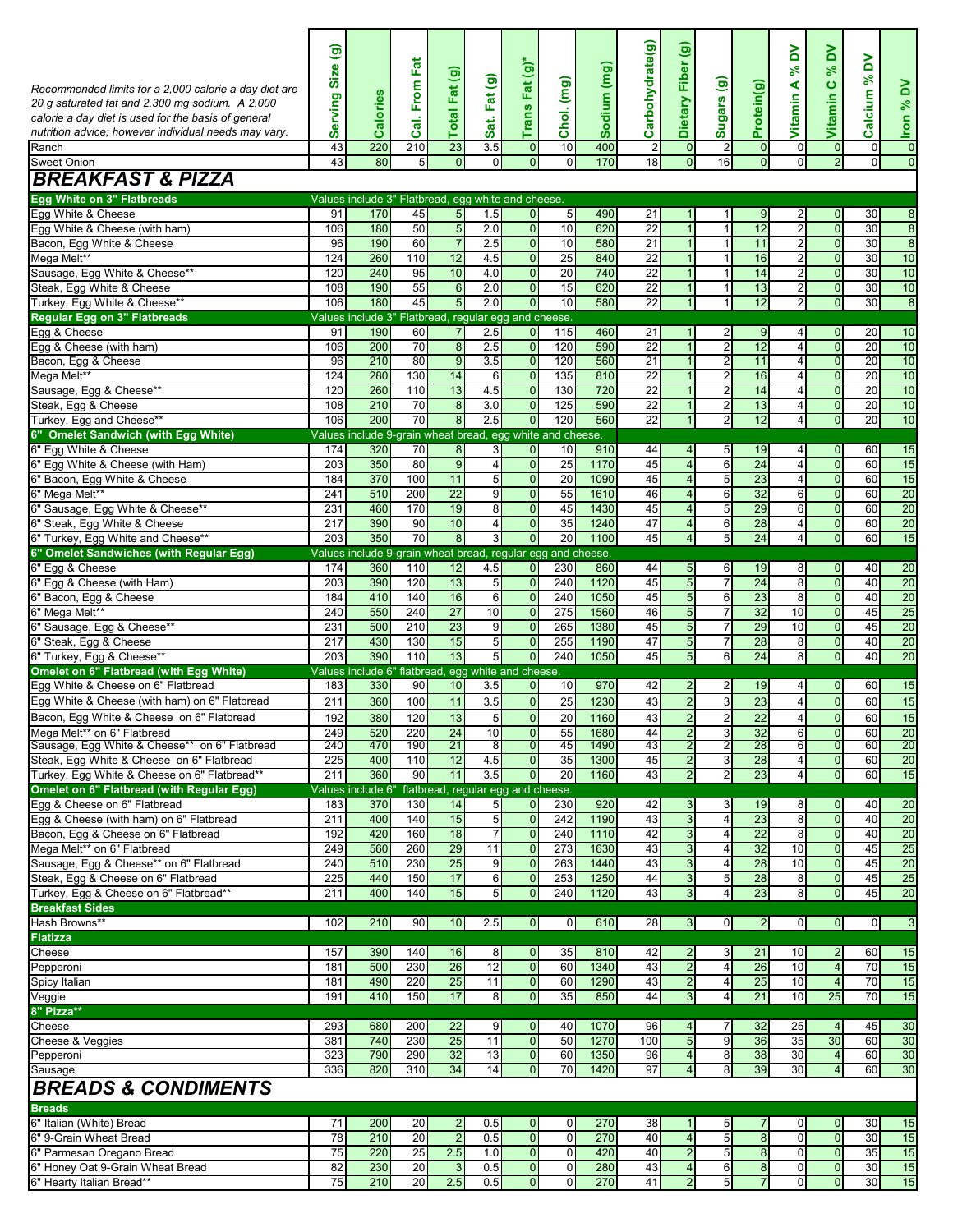| *Recommended limits for a 2,000 calorie a day diet are 20 g saturated fat and 2,300 mg sodium. A 2,000 calorie a day diet is used for the basis of general nutrition advice; however individual needs may vary.* | Serving Size (g) | Calories | Cal. From Fat | Total Fat (g) | Sat. Fat (g) | Trans Fat (g)* | Chol. (mg) | Sodium (mg) | Carbohydrate(g) | Dietary Fiber (g) | Sugars (g) | Protein(g) | Vitamin A % DV | Vitamin C % DV | Calcium % DV | Iron % DV |
|---|---|---|---|---|---|---|---|---|---|---|---|---|---|---|---|---|
| Ranch | 43 | 220 | 210 | 23 | 3.5 | 0 | 10 | 400 | 2 | 0 | 2 | 0 | 0 | 0 | 0 | 0 |
| Sweet Onion | 43 | 80 | 5 | 0 | 0 | 0 | 0 | 170 | 18 | 0 | 16 | 0 | 0 | 2 | 0 | 0 |
| ***BREAKFAST & PIZZA*** | | | | | | | | | | | | | | | | |
| **Egg White on 3" Flatbreads** | Values include 3" Flatbread, egg white and cheese. | | | | | | | | | | | | | | | |
| Egg White & Cheese | 91 | 170 | 45 | 5 | 1.5 | 0 | 5 | 490 | 21 | 1 | 1 | 9 | 2 | 0 | 30 | 8 |
| Egg White & Cheese (with ham) | 106 | 180 | 50 | 5 | 2.0 | 0 | 10 | 620 | 22 | 1 | 1 | 12 | 2 | 0 | 30 | 8 |
| Bacon, Egg White & Cheese | 96 | 190 | 60 | 7 | 2.5 | 0 | 10 | 580 | 21 | 1 | 1 | 11 | 2 | 0 | 30 | 8 |
| Mega Melt** | 124 | 260 | 110 | 12 | 4.5 | 0 | 25 | 840 | 22 | 1 | 1 | 16 | 2 | 0 | 30 | 10 |
| Sausage, Egg White & Cheese** | 120 | 240 | 95 | 10 | 4.0 | 0 | 20 | 740 | 22 | 1 | 1 | 14 | 2 | 0 | 30 | 10 |
| Steak, Egg White & Cheese | 108 | 190 | 55 | 6 | 2.0 | 0 | 15 | 620 | 22 | 1 | 1 | 13 | 2 | 0 | 30 | 10 |
| Turkey, Egg White & Cheese** | 106 | 180 | 45 | 5 | 2.0 | 0 | 10 | 580 | 22 | 1 | 1 | 12 | 2 | 0 | 30 | 8 |
| **Regular Egg on 3" Flatbreads** | Values include 3" Flatbread, regular egg and cheese. | | | | | | | | | | | | | | | |
| Egg & Cheese | 91 | 190 | 60 | 7 | 2.5 | 0 | 115 | 460 | 21 | 1 | 2 | 9 | 4 | 0 | 20 | 10 |
| Egg & Cheese (with ham) | 106 | 200 | 70 | 8 | 2.5 | 0 | 120 | 590 | 22 | 1 | 2 | 12 | 4 | 0 | 20 | 10 |
| Bacon, Egg & Cheese | 96 | 210 | 80 | 9 | 3.5 | 0 | 120 | 560 | 21 | 1 | 2 | 11 | 4 | 0 | 20 | 10 |
| Mega Melt** | 124 | 280 | 130 | 14 | 6 | 0 | 135 | 810 | 22 | 1 | 2 | 16 | 4 | 0 | 20 | 10 |
| Sausage, Egg & Cheese** | 120 | 260 | 110 | 13 | 4.5 | 0 | 130 | 720 | 22 | 1 | 2 | 14 | 4 | 0 | 20 | 10 |
| Steak, Egg & Cheese | 108 | 210 | 70 | 8 | 3.0 | 0 | 125 | 590 | 22 | 1 | 2 | 13 | 4 | 0 | 20 | 10 |
| Turkey, Egg and Cheese** | 106 | 200 | 70 | 8 | 2.5 | 0 | 120 | 560 | 22 | 1 | 2 | 12 | 4 | 0 | 20 | 10 |
| **6" Omelet Sandwich (with Egg White)** | Values include 9-grain wheat bread, egg white and cheese. | | | | | | | | | | | | | | | |
| 6" Egg White & Cheese | 174 | 320 | 70 | 8 | 3 | 0 | 10 | 910 | 44 | 4 | 5 | 19 | 4 | 0 | 60 | 15 |
| 6" Egg White & Cheese (with Ham) | 203 | 350 | 80 | 9 | 4 | 0 | 25 | 1170 | 45 | 4 | 6 | 24 | 4 | 0 | 60 | 15 |
| 6" Bacon, Egg White & Cheese | 184 | 370 | 100 | 11 | 5 | 0 | 20 | 1090 | 45 | 4 | 5 | 23 | 4 | 0 | 60 | 15 |
| 6" Mega Melt** | 241 | 510 | 200 | 22 | 9 | 0 | 55 | 1610 | 46 | 4 | 6 | 32 | 6 | 0 | 60 | 20 |
| 6" Sausage, Egg White & Cheese** | 231 | 460 | 170 | 19 | 8 | 0 | 45 | 1430 | 45 | 4 | 5 | 29 | 6 | 0 | 60 | 20 |
| 6" Steak, Egg White & Cheese | 217 | 390 | 90 | 10 | 4 | 0 | 35 | 1240 | 47 | 4 | 6 | 28 | 4 | 0 | 60 | 20 |
| 6" Turkey, Egg White and Cheese** | 203 | 350 | 70 | 8 | 3 | 0 | 20 | 1100 | 45 | 4 | 5 | 24 | 4 | 0 | 60 | 15 |
| **6" Omelet Sandwiches (with Regular Egg)** | Values include 9-grain wheat bread, regular egg and cheese. | | | | | | | | | | | | | | | |
| 6" Egg & Cheese | 174 | 360 | 110 | 12 | 4.5 | 0 | 230 | 860 | 44 | 5 | 6 | 19 | 8 | 0 | 40 | 20 |
| 6" Egg & Cheese (with Ham) | 203 | 390 | 120 | 13 | 5 | 0 | 240 | 1120 | 45 | 5 | 7 | 24 | 8 | 0 | 40 | 20 |
| 6" Bacon, Egg & Cheese | 184 | 410 | 140 | 16 | 6 | 0 | 240 | 1050 | 45 | 5 | 6 | 23 | 8 | 0 | 40 | 20 |
| 6" Mega Melt** | 240 | 550 | 240 | 27 | 10 | 0 | 275 | 1560 | 46 | 5 | 7 | 32 | 10 | 0 | 45 | 25 |
| 6" Sausage, Egg & Cheese** | 231 | 500 | 210 | 23 | 9 | 0 | 265 | 1380 | 45 | 5 | 7 | 29 | 10 | 0 | 45 | 20 |
| 6" Steak, Egg & Cheese | 217 | 430 | 130 | 15 | 5 | 0 | 255 | 1190 | 47 | 5 | 7 | 28 | 8 | 0 | 40 | 20 |
| 6" Turkey, Egg & Cheese** | 203 | 390 | 110 | 13 | 5 | 0 | 240 | 1050 | 45 | 5 | 6 | 24 | 8 | 0 | 40 | 20 |
| **Omelet on 6" Flatbread (with Egg White)** | Values include 6" flatbread, egg white and cheese. | | | | | | | | | | | | | | | |
| Egg White & Cheese on 6" Flatbread | 183 | 330 | 90 | 10 | 3.5 | 0 | 10 | 970 | 42 | 2 | 2 | 19 | 4 | 0 | 60 | 15 |
| Egg White & Cheese (with ham) on 6" Flatbread | 211 | 360 | 100 | 11 | 3.5 | 0 | 25 | 1230 | 43 | 2 | 3 | 23 | 4 | 0 | 60 | 15 |
| Bacon, Egg White & Cheese on 6" Flatbread | 192 | 380 | 120 | 13 | 5 | 0 | 20 | 1160 | 43 | 2 | 2 | 22 | 4 | 0 | 60 | 15 |
| Mega Melt** on 6" Flatbread | 249 | 520 | 220 | 24 | 10 | 0 | 55 | 1680 | 44 | 2 | 3 | 32 | 6 | 0 | 60 | 20 |
| Sausage, Egg White & Cheese** on 6" Flatbread | 240 | 470 | 190 | 21 | 8 | 0 | 45 | 1490 | 43 | 2 | 2 | 28 | 6 | 0 | 60 | 20 |
| Steak, Egg White & Cheese on 6" Flatbread | 225 | 400 | 110 | 12 | 4.5 | 0 | 35 | 1300 | 45 | 2 | 3 | 28 | 4 | 0 | 60 | 20 |
| Turkey, Egg White & Cheese on 6" Flatbread** | 211 | 360 | 90 | 11 | 3.5 | 0 | 20 | 1160 | 43 | 2 | 2 | 23 | 4 | 0 | 60 | 15 |
| **Omelet on 6" Flatbread (with Regular Egg)** | Values include 6" flatbread, regular egg and cheese. | | | | | | | | | | | | | | | |
| Egg & Cheese on 6" Flatbread | 183 | 370 | 130 | 14 | 5 | 0 | 230 | 920 | 42 | 3 | 3 | 19 | 8 | 0 | 40 | 20 |
| Egg & Cheese (with ham) on 6" Flatbread | 211 | 400 | 140 | 15 | 5 | 0 | 242 | 1190 | 43 | 3 | 4 | 23 | 8 | 0 | 40 | 20 |
| Bacon, Egg & Cheese on 6" Flatbread | 192 | 420 | 160 | 18 | 7 | 0 | 240 | 1110 | 42 | 3 | 4 | 22 | 8 | 0 | 40 | 20 |
| Mega Melt** on 6" Flatbread | 249 | 560 | 260 | 29 | 11 | 0 | 273 | 1630 | 43 | 3 | 4 | 32 | 10 | 0 | 45 | 25 |
| Sausage, Egg & Cheese** on 6" Flatbread | 240 | 510 | 230 | 25 | 9 | 0 | 263 | 1440 | 43 | 3 | 4 | 28 | 10 | 0 | 45 | 20 |
| Steak, Egg & Cheese on 6" Flatbread | 225 | 440 | 150 | 17 | 6 | 0 | 253 | 1250 | 44 | 3 | 5 | 28 | 8 | 0 | 45 | 25 |
| Turkey, Egg & Cheese on 6" Flatbread** | 211 | 400 | 140 | 15 | 5 | 0 | 240 | 1120 | 43 | 3 | 4 | 23 | 8 | 0 | 45 | 20 |
| **Breakfast Sides** | | | | | | | | | | | | | | | | |
| Hash Browns** | 102 | 210 | 90 | 10 | 2.5 | 0 | 0 | 610 | 28 | 3 | 0 | 2 | 0 | 0 | 0 | 3 |
| **Flatizza** | | | | | | | | | | | | | | | | |
| Cheese | 157 | 390 | 140 | 16 | 8 | 0 | 35 | 810 | 42 | 2 | 3 | 21 | 10 | 2 | 60 | 15 |
| Pepperoni | 181 | 500 | 230 | 26 | 12 | 0 | 60 | 1340 | 43 | 2 | 4 | 26 | 10 | 4 | 70 | 15 |
| Spicy Italian | 181 | 490 | 220 | 25 | 11 | 0 | 60 | 1290 | 43 | 2 | 4 | 25 | 10 | 4 | 70 | 15 |
| Veggie | 191 | 410 | 150 | 17 | 8 | 0 | 35 | 850 | 44 | 3 | 4 | 21 | 10 | 25 | 70 | 15 |
| **8" Pizza**** | | | | | | | | | | | | | | | | |
| Cheese | 293 | 680 | 200 | 22 | 9 | 0 | 40 | 1070 | 96 | 4 | 7 | 32 | 25 | 4 | 45 | 30 |
| Cheese & Veggies | 381 | 740 | 230 | 25 | 11 | 0 | 50 | 1270 | 100 | 5 | 9 | 36 | 35 | 30 | 60 | 30 |
| Pepperoni | 323 | 790 | 290 | 32 | 13 | 0 | 60 | 1350 | 96 | 4 | 8 | 38 | 30 | 4 | 60 | 30 |
| Sausage | 336 | 820 | 310 | 34 | 14 | 0 | 70 | 1420 | 97 | 4 | 8 | 39 | 30 | 4 | 60 | 30 |
| ***BREADS & CONDIMENTS*** | | | | | | | | | | | | | | | | |
| **Breads** | | | | | | | | | | | | | | | | |
| 6" Italian (White) Bread | 71 | 200 | 20 | 2 | 0.5 | 0 | 0 | 270 | 38 | 1 | 5 | 7 | 0 | 0 | 30 | 15 |
| 6" 9-Grain Wheat Bread | 78 | 210 | 20 | 2 | 0.5 | 0 | 0 | 270 | 40 | 4 | 5 | 8 | 0 | 0 | 30 | 15 |
| 6" Parmesan Oregano Bread | 75 | 220 | 25 | 2.5 | 1.0 | 0 | 0 | 420 | 40 | 2 | 5 | 8 | 0 | 0 | 35 | 15 |
| 6" Honey Oat 9-Grain Wheat Bread | 82 | 230 | 20 | 3 | 0.5 | 0 | 0 | 280 | 43 | 4 | 6 | 8 | 0 | 0 | 30 | 15 |
| 6" Hearty Italian Bread** | 75 | 210 | 20 | 2.5 | 0.5 | 0 | 0 | 270 | 41 | 2 | 5 | 7 | 0 | 0 | 30 | 15 |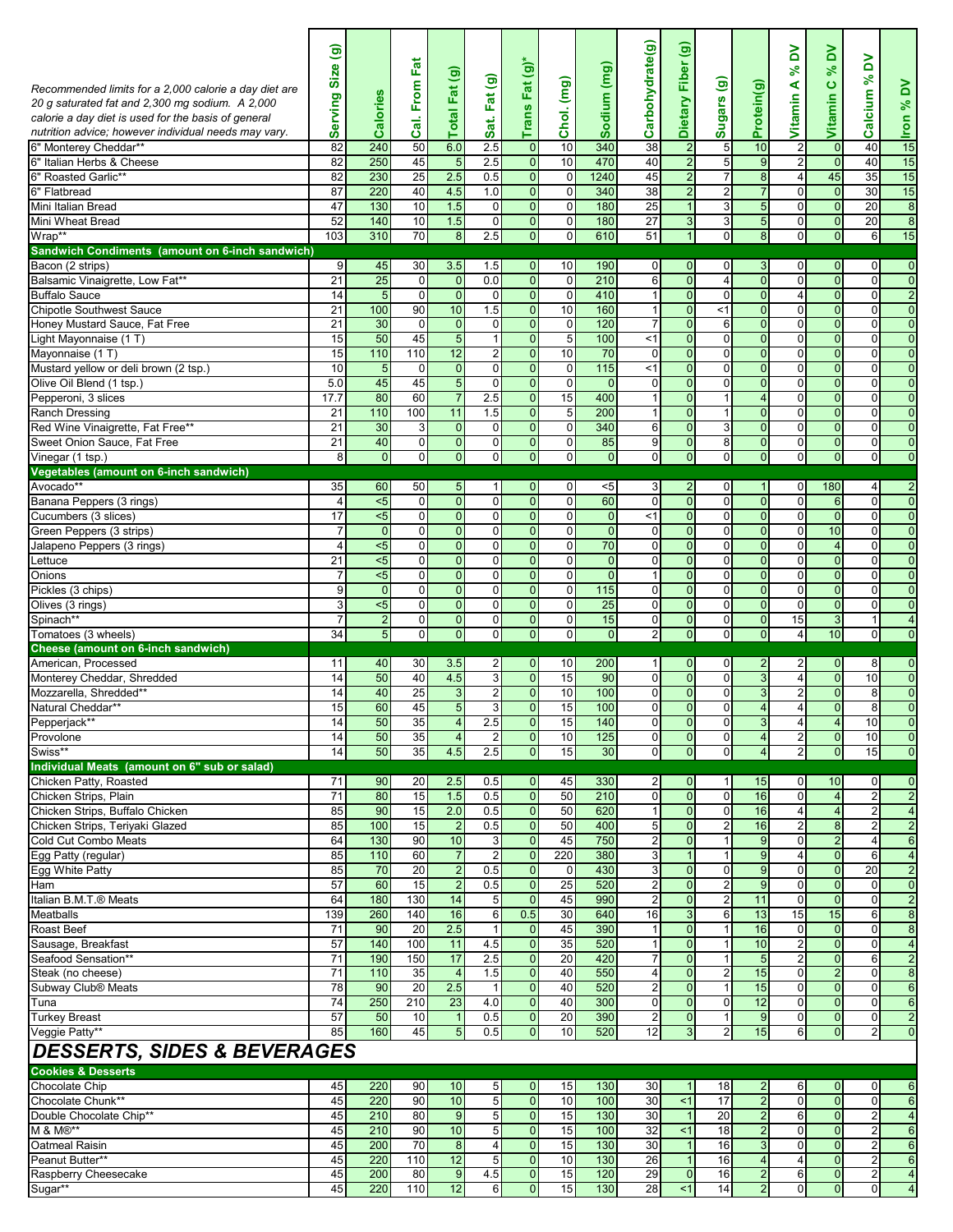| *Recommended limits for a 2,000 calorie a day diet are 20 g saturated fat and 2,300 mg sodium. A 2,000 calorie a day diet is used for the basis of general nutrition advice; however individual needs may vary.* | Serving Size (g) | Calories | Cal. From Fat | Total Fat (g) | Sat. Fat (g) | Trans Fat (g)* | Chol. (mg) | Sodium (mg) | Carbohydrate(g) | Dietary Fiber (g) | Sugars (g) | Protein(g) | Vitamin A % DV | Vitamin C % DV | Calcium % DV | Iron % DV |
|---|---|---|---|---|---|---|---|---|---|---|---|---|---|---|---|---|
| 6" Monterey Cheddar** | 82 | 240 | 50 | 6.0 | 2.5 | 0 | 10 | 340 | 38 | 2 | 5 | 10 | 2 | 0 | 40 | 15 |
| 6" Italian Herbs & Cheese | 82 | 250 | 45 | 5 | 2.5 | 0 | 10 | 470 | 40 | 2 | 5 | 9 | 2 | 0 | 40 | 15 |
| 6" Roasted Garlic** | 82 | 230 | 25 | 2.5 | 0.5 | 0 | 0 | 1240 | 45 | 2 | 7 | 8 | 4 | 45 | 35 | 15 |
| 6" Flatbread | 87 | 220 | 40 | 4.5 | 1.0 | 0 | 0 | 340 | 38 | 2 | 2 | 7 | 0 | 0 | 30 | 15 |
| Mini Italian Bread | 47 | 130 | 10 | 1.5 | 0 | 0 | 0 | 180 | 25 | 1 | 3 | 5 | 0 | 0 | 20 | 8 |
| Mini Wheat Bread | 52 | 140 | 10 | 1.5 | 0 | 0 | 0 | 180 | 27 | 3 | 3 | 5 | 0 | 0 | 20 | 8 |
| Wrap** | 103 | 310 | 70 | 8 | 2.5 | 0 | 0 | 610 | 51 | 1 | 0 | 8 | 0 | 0 | 6 | 15 |
| **Sandwich Condiments (amount on 6-inch sandwich)** | | | | | | | | | | | | | | | | |
| Bacon (2 strips) | 9 | 45 | 30 | 3.5 | 1.5 | 0 | 10 | 190 | 0 | 0 | 0 | 3 | 0 | 0 | 0 | 0 |
| Balsamic Vinaigrette, Low Fat** | 21 | 25 | 0 | 0 | 0.0 | 0 | 0 | 210 | 6 | 0 | 4 | 0 | 0 | 0 | 0 | 0 |
| Buffalo Sauce | 14 | 5 | 0 | 0 | 0 | 0 | 0 | 410 | 1 | 0 | 0 | 0 | 4 | 0 | 0 | 2 |
| Chipotle Southwest Sauce | 21 | 100 | 90 | 10 | 1.5 | 0 | 10 | 160 | 1 | 0 | <1 | 0 | 0 | 0 | 0 | 0 |
| Honey Mustard Sauce, Fat Free | 21 | 30 | 0 | 0 | 0 | 0 | 0 | 120 | 7 | 0 | 6 | 0 | 0 | 0 | 0 | 0 |
| Light Mayonnaise (1 T) | 15 | 50 | 45 | 5 | 1 | 0 | 5 | 100 | <1 | 0 | 0 | 0 | 0 | 0 | 0 | 0 |
| Mayonnaise (1 T) | 15 | 110 | 110 | 12 | 2 | 0 | 10 | 70 | 0 | 0 | 0 | 0 | 0 | 0 | 0 | 0 |
| Mustard yellow or deli brown (2 tsp.) | 10 | 5 | 0 | 0 | 0 | 0 | 0 | 115 | <1 | 0 | 0 | 0 | 0 | 0 | 0 | 0 |
| Olive Oil Blend (1 tsp.) | 5.0 | 45 | 45 | 5 | 0 | 0 | 0 | 0 | 0 | 0 | 0 | 0 | 0 | 0 | 0 | 0 |
| Pepperoni, 3 slices | 17.7 | 80 | 60 | 7 | 2.5 | 0 | 15 | 400 | 1 | 0 | 1 | 4 | 0 | 0 | 0 | 0 |
| Ranch Dressing | 21 | 110 | 100 | 11 | 1.5 | 0 | 5 | 200 | 1 | 0 | 1 | 0 | 0 | 0 | 0 | 0 |
| Red Wine Vinaigrette, Fat Free** | 21 | 30 | 3 | 0 | 0 | 0 | 0 | 340 | 6 | 0 | 3 | 0 | 0 | 0 | 0 | 0 |
| Sweet Onion Sauce, Fat Free | 21 | 40 | 0 | 0 | 0 | 0 | 0 | 85 | 9 | 0 | 8 | 0 | 0 | 0 | 0 | 0 |
| Vinegar (1 tsp.) | 8 | 0 | 0 | 0 | 0 | 0 | 0 | 0 | 0 | 0 | 0 | 0 | 0 | 0 | 0 | 0 |
| **Vegetables (amount on 6-inch sandwich)** | | | | | | | | | | | | | | | | |
| Avocado** | 35 | 60 | 50 | 5 | 1 | 0 | 0 | <5 | 3 | 2 | 0 | 1 | 0 | 180 | 4 | 2 |
| Banana Peppers (3 rings) | 4 | <5 | 0 | 0 | 0 | 0 | 0 | 60 | 0 | 0 | 0 | 0 | 0 | 6 | 0 | 0 |
| Cucumbers (3 slices) | 17 | <5 | 0 | 0 | 0 | 0 | 0 | 0 | <1 | 0 | 0 | 0 | 0 | 0 | 0 | 0 |
| Green Peppers (3 strips) | 7 | 0 | 0 | 0 | 0 | 0 | 0 | 0 | 0 | 0 | 0 | 0 | 0 | 10 | 0 | 0 |
| Jalapeno Peppers (3 rings) | 4 | <5 | 0 | 0 | 0 | 0 | 0 | 70 | 0 | 0 | 0 | 0 | 0 | 4 | 0 | 0 |
| Lettuce | 21 | <5 | 0 | 0 | 0 | 0 | 0 | 0 | 0 | 0 | 0 | 0 | 0 | 0 | 0 | 0 |
| Onions | 7 | <5 | 0 | 0 | 0 | 0 | 0 | 0 | 1 | 0 | 0 | 0 | 0 | 0 | 0 | 0 |
| Pickles (3 chips) | 9 | 0 | 0 | 0 | 0 | 0 | 0 | 115 | 0 | 0 | 0 | 0 | 0 | 0 | 0 | 0 |
| Olives (3 rings) | 3 | <5 | 0 | 0 | 0 | 0 | 0 | 25 | 0 | 0 | 0 | 0 | 0 | 0 | 0 | 0 |
| Spinach** | 7 | 2 | 0 | 0 | 0 | 0 | 0 | 15 | 0 | 0 | 0 | 0 | 15 | 3 | 1 | 4 |
| Tomatoes (3 wheels) | 34 | 5 | 0 | 0 | 0 | 0 | 0 | 0 | 2 | 0 | 0 | 0 | 4 | 10 | 0 | 0 |
| **Cheese (amount on 6-inch sandwich)** | | | | | | | | | | | | | | | | |
| American, Processed | 11 | 40 | 30 | 3.5 | 2 | 0 | 10 | 200 | 1 | 0 | 0 | 2 | 2 | 0 | 8 | 0 |
| Monterey Cheddar, Shredded | 14 | 50 | 40 | 4.5 | 3 | 0 | 15 | 90 | 0 | 0 | 0 | 3 | 4 | 0 | 10 | 0 |
| Mozzarella, Shredded** | 14 | 40 | 25 | 3 | 2 | 0 | 10 | 100 | 0 | 0 | 0 | 3 | 2 | 0 | 8 | 0 |
| Natural Cheddar** | 15 | 60 | 45 | 5 | 3 | 0 | 15 | 100 | 0 | 0 | 0 | 4 | 4 | 0 | 8 | 0 |
| Pepperjack** | 14 | 50 | 35 | 4 | 2.5 | 0 | 15 | 140 | 0 | 0 | 0 | 3 | 4 | 4 | 10 | 0 |
| Provolone | 14 | 50 | 35 | 4 | 2 | 0 | 10 | 125 | 0 | 0 | 0 | 4 | 2 | 0 | 10 | 0 |
| Swiss** | 14 | 50 | 35 | 4.5 | 2.5 | 0 | 15 | 30 | 0 | 0 | 0 | 4 | 2 | 0 | 15 | 0 |
| **Individual Meats (amount on 6" sub or salad)** | | | | | | | | | | | | | | | | |
| Chicken Patty, Roasted | 71 | 90 | 20 | 2.5 | 0.5 | 0 | 45 | 330 | 2 | 0 | 1 | 15 | 0 | 10 | 0 | 0 |
| Chicken Strips, Plain | 71 | 80 | 15 | 1.5 | 0.5 | 0 | 50 | 210 | 0 | 0 | 0 | 16 | 0 | 4 | 2 | 2 |
| Chicken Strips, Buffalo Chicken | 85 | 90 | 15 | 2.0 | 0.5 | 0 | 50 | 620 | 1 | 0 | 0 | 16 | 4 | 4 | 2 | 4 |
| Chicken Strips, Teriyaki Glazed | 85 | 100 | 15 | 2 | 0.5 | 0 | 50 | 400 | 5 | 0 | 2 | 16 | 2 | 8 | 2 | 2 |
| Cold Cut Combo Meats | 64 | 130 | 90 | 10 | 3 | 0 | 45 | 750 | 2 | 0 | 1 | 9 | 0 | 2 | 4 | 6 |
| Egg Patty (regular) | 85 | 110 | 60 | 7 | 2 | 0 | 220 | 380 | 3 | 1 | 1 | 9 | 4 | 0 | 6 | 4 |
| Egg White Patty | 85 | 70 | 20 | 2 | 0.5 | 0 | 0 | 430 | 3 | 0 | 0 | 9 | 0 | 0 | 20 | 2 |
| Ham | 57 | 60 | 15 | 2 | 0.5 | 0 | 25 | 520 | 2 | 0 | 2 | 9 | 0 | 0 | 0 | 0 |
| Italian B.M.T.® Meats | 64 | 180 | 130 | 14 | 5 | 0 | 45 | 990 | 2 | 0 | 2 | 11 | 0 | 0 | 0 | 2 |
| Meatballs | 139 | 260 | 140 | 16 | 6 | 0.5 | 30 | 640 | 16 | 3 | 6 | 13 | 15 | 15 | 6 | 8 |
| Roast Beef | 71 | 90 | 20 | 2.5 | 1 | 0 | 45 | 390 | 1 | 0 | 1 | 16 | 0 | 0 | 0 | 8 |
| Sausage, Breakfast | 57 | 140 | 100 | 11 | 4.5 | 0 | 35 | 520 | 1 | 0 | 1 | 10 | 2 | 0 | 0 | 4 |
| Seafood Sensation** | 71 | 190 | 150 | 17 | 2.5 | 0 | 20 | 420 | 7 | 0 | 1 | 5 | 2 | 0 | 6 | 2 |
| Steak (no cheese) | 71 | 110 | 35 | 4 | 1.5 | 0 | 40 | 550 | 4 | 0 | 2 | 15 | 0 | 2 | 0 | 8 |
| Subway Club® Meats | 78 | 90 | 20 | 2.5 | 1 | 0 | 40 | 520 | 2 | 0 | 1 | 15 | 0 | 0 | 0 | 6 |
| Tuna | 74 | 250 | 210 | 23 | 4.0 | 0 | 40 | 300 | 0 | 0 | 0 | 12 | 0 | 0 | 0 | 6 |
| Turkey Breast | 57 | 50 | 10 | 1 | 0.5 | 0 | 20 | 390 | 2 | 0 | 1 | 9 | 0 | 0 | 0 | 2 |
| Veggie Patty** | 85 | 160 | 45 | 5 | 0.5 | 0 | 10 | 520 | 12 | 3 | 2 | 15 | 6 | 0 | 2 | 0 |

## *DESSERTS, SIDES & BEVERAGES*

| | Serving Size (g) | Calories | Cal. From Fat | Total Fat (g) | Sat. Fat (g) | Trans Fat (g)* | Chol. (mg) | Sodium (mg) | Carbohydrate(g) | Dietary Fiber (g) | Sugars (g) | Protein(g) | Vitamin A % DV | Vitamin C % DV | Calcium % DV | Iron % DV |
|---|---|---|---|---|---|---|---|---|---|---|---|---|---|---|---|---|
| **Cookies & Desserts** | | | | | | | | | | | | | | | | |
| Chocolate Chip | 45 | 220 | 90 | 10 | 5 | 0 | 15 | 130 | 30 | 1 | 18 | 2 | 6 | 0 | 0 | 6 |
| Chocolate Chunk** | 45 | 220 | 90 | 10 | 5 | 0 | 10 | 100 | 30 | <1 | 17 | 2 | 0 | 0 | 0 | 6 |
| Double Chocolate Chip** | 45 | 210 | 80 | 9 | 5 | 0 | 15 | 130 | 30 | 1 | 20 | 2 | 6 | 0 | 2 | 4 |
| M & M®** | 45 | 210 | 90 | 10 | 5 | 0 | 15 | 100 | 32 | <1 | 18 | 2 | 0 | 0 | 2 | 6 |
| Oatmeal Raisin | 45 | 200 | 70 | 8 | 4 | 0 | 15 | 130 | 30 | 1 | 16 | 3 | 0 | 0 | 2 | 6 |
| Peanut Butter** | 45 | 220 | 110 | 12 | 5 | 0 | 10 | 130 | 26 | 1 | 16 | 4 | 4 | 0 | 2 | 6 |
| Raspberry Cheesecake | 45 | 200 | 80 | 9 | 4.5 | 0 | 15 | 120 | 29 | 0 | 16 | 2 | 6 | 0 | 2 | 4 |
| Sugar** | 45 | 220 | 110 | 12 | 6 | 0 | 15 | 130 | 28 | <1 | 14 | 2 | 0 | 0 | 0 | 4 |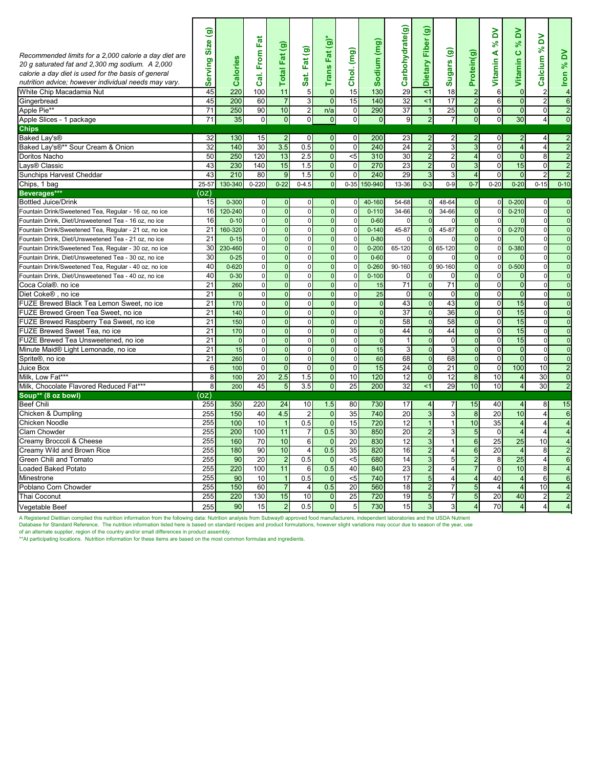| Recommended limits for a 2,000 calorie a day diet are 20 g saturated fat and 2,300 mg sodium. A 2,000 calorie a day diet is used for the basis of general nutrition advice; however individual needs may vary. | Serving Size (g) | Calories | Cal. From Fat | Total Fat (g) | Sat. Fat (g) | Trans Fat (g)* | Chol. (mg) | Sodium (mg) | Carbohydrate(g) | Dietary Fiber (g) | Sugars (g) | Protein(g) | Vitamin A % DV | Vitamin C % DV | Calcium % DV | Iron % DV |
|---|---|---|---|---|---|---|---|---|---|---|---|---|---|---|---|---|
| White Chip Macadamia Nut | 45 | 220 | 100 | 11 | 5 | 0 | 15 | 130 | 29 | <1 | 18 | 2 | 6 | 0 | 2 | 4 |
| Gingerbread | 45 | 200 | 60 | 7 | 3 | 0 | 15 | 140 | 32 | <1 | 17 | 2 | 6 | 0 | 2 | 6 |
| Apple Pie** | 71 | 250 | 90 | 10 | 2 | n/a | 0 | 290 | 37 | 1 | 25 | 0 | 0 | 0 | 0 | 2 |
| Apple Slices - 1 package | 71 | 35 | 0 | 0 | 0 | 0 | 0 | 0 | 9 | 2 | 7 | 0 | 0 | 30 | 4 | 0 |
| **Chips** | | | | | | | | | | | | | | | | |
| Baked Lay's® | 32 | 130 | 15 | 2 | 0 | 0 | 0 | 200 | 23 | 2 | 2 | 2 | 0 | 2 | 4 | 2 |
| Baked Lay's®** Sour Cream & Onion | 32 | 140 | 30 | 3.5 | 0.5 | 0 | 0 | 240 | 24 | 2 | 3 | 3 | 0 | 4 | 4 | 2 |
| Doritos Nacho | 50 | 250 | 120 | 13 | 2.5 | 0 | <5 | 310 | 30 | 2 | 2 | 4 | 0 | 0 | 8 | 2 |
| Lays® Classic | 43 | 230 | 140 | 15 | 1.5 | 0 | 0 | 270 | 23 | 2 | 0 | 3 | 0 | 15 | 0 | 2 |
| Sunchips Harvest Cheddar | 43 | 210 | 80 | 9 | 1.5 | 0 | 0 | 240 | 29 | 3 | 3 | 4 | 0 | 0 | 2 | 2 |
| Chips, 1 bag | 25-57 | 130-340 | 0-220 | 0-22 | 0-4.5 | 0 | 0-35 | 150-940 | 13-36 | 0-3 | 0-9 | 0-7 | 0-20 | 0-20 | 0-15 | 0-10 |
| **Beverages***** | (OZ) | | | | | | | | | | | | | | | |
| Bottled Juice/Drink | 15 | 0-300 | 0 | 0 | 0 | 0 | 0 | 40-160 | 54-68 | 0 | 48-64 | 0 | 0 | 0-200 | 0 | 0 |
| Fountain Drink/Sweetened Tea, Regular - 16 oz, no ice | 16 | 120-240 | 0 | 0 | 0 | 0 | 0 | 0-110 | 34-66 | 0 | 34-66 | 0 | 0 | 0-210 | 0 | 0 |
| Fountain Drink, Diet/Unsweetened Tea - 16 oz, no ice | 16 | 0-10 | 0 | 0 | 0 | 0 | 0 | 0-60 | 0 | 0 | 0 | 0 | 0 | 0 | 0 | 0 |
| Fountain Drink/Sweetened Tea, Regular - 21 oz, no ice | 21 | 160-320 | 0 | 0 | 0 | 0 | 0 | 0-140 | 45-87 | 0 | 45-87 | 0 | 0 | 0-270 | 0 | 0 |
| Fountain Drink, Diet/Unsweetened Tea - 21 oz, no ice | 21 | 0-15 | 0 | 0 | 0 | 0 | 0 | 0-80 | 0 | 0 | 0 | 0 | 0 | 0 | 0 | 0 |
| Fountain Drink/Sweetened Tea, Regular - 30 oz, no ice | 30 | 230-460 | 0 | 0 | 0 | 0 | 0 | 0-200 | 65-120 | 0 | 65-120 | 0 | 0 | 0-380 | 0 | 0 |
| Fountain Drink, Diet/Unsweetened Tea - 30 oz, no ice | 30 | 0-25 | 0 | 0 | 0 | 0 | 0 | 0-60 | 0 | 0 | 0 | 0 | 0 | 0 | 0 | 0 |
| Fountain Drink/Sweetened Tea, Regular - 40 oz, no ice | 40 | 0-620 | 0 | 0 | 0 | 0 | 0 | 0-260 | 90-160 | 0 | 90-160 | 0 | 0 | 0-500 | 0 | 0 |
| Fountain Drink, Diet/Unsweetened Tea - 40 oz, no ice | 40 | 0-30 | 0 | 0 | 0 | 0 | 0 | 0-100 | 0 | 0 | 0 | 0 | 0 | 0 | 0 | 0 |
| Coca Cola®. no ice | 21 | 260 | 0 | 0 | 0 | 0 | 0 | 15 | 71 | 0 | 71 | 0 | 0 | 0 | 0 | 0 |
| Diet Coke® , no ice | 21 | 0 | 0 | 0 | 0 | 0 | 0 | 25 | 0 | 0 | 0 | 0 | 0 | 0 | 0 | 0 |
| FUZE Brewed Black Tea Lemon Sweet, no ice | 21 | 170 | 0 | 0 | 0 | 0 | 0 | 0 | 43 | 0 | 43 | 0 | 0 | 15 | 0 | 0 |
| FUZE Brewed Green Tea Sweet, no ice | 21 | 140 | 0 | 0 | 0 | 0 | 0 | 0 | 37 | 0 | 36 | 0 | 0 | 15 | 0 | 0 |
| FUZE Brewed Raspberry Tea Sweet, no ice | 21 | 150 | 0 | 0 | 0 | 0 | 0 | 0 | 58 | 0 | 58 | 0 | 0 | 15 | 0 | 0 |
| FUZE Brewed Sweet Tea, no ice | 21 | 170 | 0 | 0 | 0 | 0 | 0 | 0 | 44 | 0 | 44 | 0 | 0 | 15 | 0 | 0 |
| FUZE Brewed Tea Unsweetened, no ice | 21 | 0 | 0 | 0 | 0 | 0 | 0 | 0 | 1 | 0 | 0 | 0 | 0 | 15 | 0 | 0 |
| Minute Maid® Light Lemonade, no ice | 21 | 15 | 0 | 0 | 0 | 0 | 0 | 15 | 3 | 0 | 3 | 0 | 0 | 0 | 0 | 0 |
| Sprite®, no ice | 21 | 260 | 0 | 0 | 0 | 0 | 0 | 60 | 68 | 0 | 68 | 0 | 0 | 0 | 0 | 0 |
| Juice Box | 6 | 100 | 0 | 0 | 0 | 0 | 0 | 15 | 24 | 0 | 21 | 0 | 0 | 100 | 10 | 2 |
| Milk, Low Fat*** | 8 | 100 | 20 | 2.5 | 1.5 | 0 | 10 | 120 | 12 | 0 | 12 | 8 | 10 | 4 | 30 | 0 |
| Milk, Chocolate Flavored Reduced Fat*** | 8 | 200 | 45 | 5 | 3.5 | 0 | 25 | 200 | 32 | <1 | 29 | 10 | 10 | 4 | 30 | 2 |
| **Soup** (8 oz bowl)** | (OZ) | | | | | | | | | | | | | | | |
| Beef Chili | 255 | 350 | 220 | 24 | 10 | 1.5 | 80 | 730 | 17 | 4 | 7 | 15 | 40 | 4 | 8 | 15 |
| Chicken & Dumpling | 255 | 150 | 40 | 4.5 | 2 | 0 | 35 | 740 | 20 | 3 | 3 | 8 | 20 | 10 | 4 | 6 |
| Chicken Noodle | 255 | 100 | 10 | 1 | 0.5 | 0 | 15 | 720 | 12 | 1 | 1 | 10 | 35 | 4 | 4 | 4 |
| Clam Chowder | 255 | 200 | 100 | 11 | 7 | 0.5 | 30 | 850 | 20 | 2 | 3 | 5 | 0 | 4 | 4 | 4 |
| Creamy Broccoli & Cheese | 255 | 160 | 70 | 10 | 6 | 0 | 20 | 830 | 12 | 3 | 1 | 6 | 25 | 25 | 10 | 4 |
| Creamy Wild and Brown Rice | 255 | 180 | 90 | 10 | 4 | 0.5 | 35 | 820 | 16 | 2 | 4 | 6 | 20 | 4 | 8 | 2 |
| Green Chili and Tomato | 255 | 90 | 20 | 2 | 0.5 | 0 | <5 | 680 | 14 | 3 | 5 | 2 | 8 | 25 | 4 | 6 |
| Loaded Baked Potato | 255 | 220 | 100 | 11 | 6 | 0.5 | 40 | 840 | 23 | 2 | 4 | 7 | 0 | 10 | 8 | 4 |
| Minestrone | 255 | 90 | 10 | 1 | 0.5 | 0 | <5 | 740 | 17 | 5 | 4 | 4 | 40 | 4 | 6 | 6 |
| Poblano Corn Chowder | 255 | 150 | 60 | 7 | 4 | 0.5 | 20 | 560 | 18 | 2 | 7 | 5 | 4 | 4 | 10 | 4 |
| Thai Coconut | 255 | 220 | 130 | 15 | 10 | 0 | 25 | 720 | 19 | 5 | 7 | 5 | 20 | 40 | 2 | 2 |
| Vegetable Beef | 255 | 90 | 15 | 2 | 0.5 | 0 | 5 | 730 | 15 | 3 | 3 | 4 | 70 | 4 | 4 | 4 |

A Registered Dietitian compiled this nutrition information from the following data: Nutrition analysis from Subway® approved food manufacturers, independent laboratories and the USDA Nutrient Database for Standard Reference. The nutrition information listed here is based on standard recipes and product formulations, however slight variations may occur due to season of the year, use of an alternate supplier, region of the country and/or small differences in product assembly.

**At participating locations. Nutrition information for these items are based on the most common formulas and ingredients.